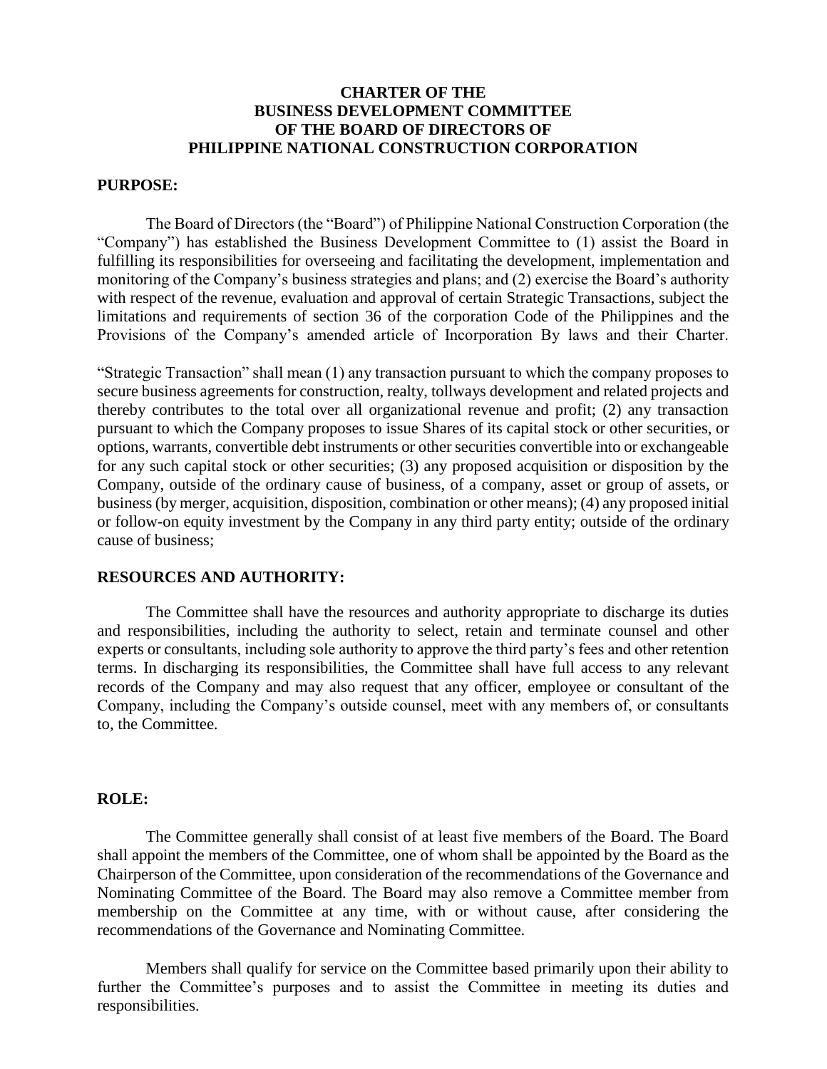# CHARTER OF THE BUSINESS DEVELOPMENT COMMITTEE OF THE BOARD OF DIRECTORS OF PHILIPPINE NATIONAL CONSTRUCTION CORPORATION

## PURPOSE:

The Board of Directors (the "Board") of Philippine National Construction Corporation (the "Company") has established the Business Development Committee to (1) assist the Board in fulfilling its responsibilities for overseeing and facilitating the development, implementation and monitoring of the Company's business strategies and plans; and (2) exercise the Board's authority with respect of the revenue, evaluation and approval of certain Strategic Transactions, subject the limitations and requirements of section 36 of the corporation Code of the Philippines and the Provisions of the Company's amended article of Incorporation By laws and their Charter.

"Strategic Transaction" shall mean (1) any transaction pursuant to which the company proposes to secure business agreements for construction, realty, tollways development and related projects and thereby contributes to the total over all organizational revenue and profit; (2) any transaction pursuant to which the Company proposes to issue Shares of its capital stock or other securities, or options, warrants, convertible debt instruments or other securities convertible into or exchangeable for any such capital stock or other securities; (3) any proposed acquisition or disposition by the Company, outside of the ordinary cause of business, of a company, asset or group of assets, or business (by merger, acquisition, disposition, combination or other means); (4) any proposed initial or follow-on equity investment by the Company in any third party entity; outside of the ordinary cause of business;

## RESOURCES AND AUTHORITY:

The Committee shall have the resources and authority appropriate to discharge its duties and responsibilities, including the authority to select, retain and terminate counsel and other experts or consultants, including sole authority to approve the third party's fees and other retention terms. In discharging its responsibilities, the Committee shall have full access to any relevant records of the Company and may also request that any officer, employee or consultant of the Company, including the Company's outside counsel, meet with any members of, or consultants to, the Committee.

## ROLE:

The Committee generally shall consist of at least five members of the Board. The Board shall appoint the members of the Committee, one of whom shall be appointed by the Board as the Chairperson of the Committee, upon consideration of the recommendations of the Governance and Nominating Committee of the Board. The Board may also remove a Committee member from membership on the Committee at any time, with or without cause, after considering the recommendations of the Governance and Nominating Committee.

Members shall qualify for service on the Committee based primarily upon their ability to further the Committee's purposes and to assist the Committee in meeting its duties and responsibilities.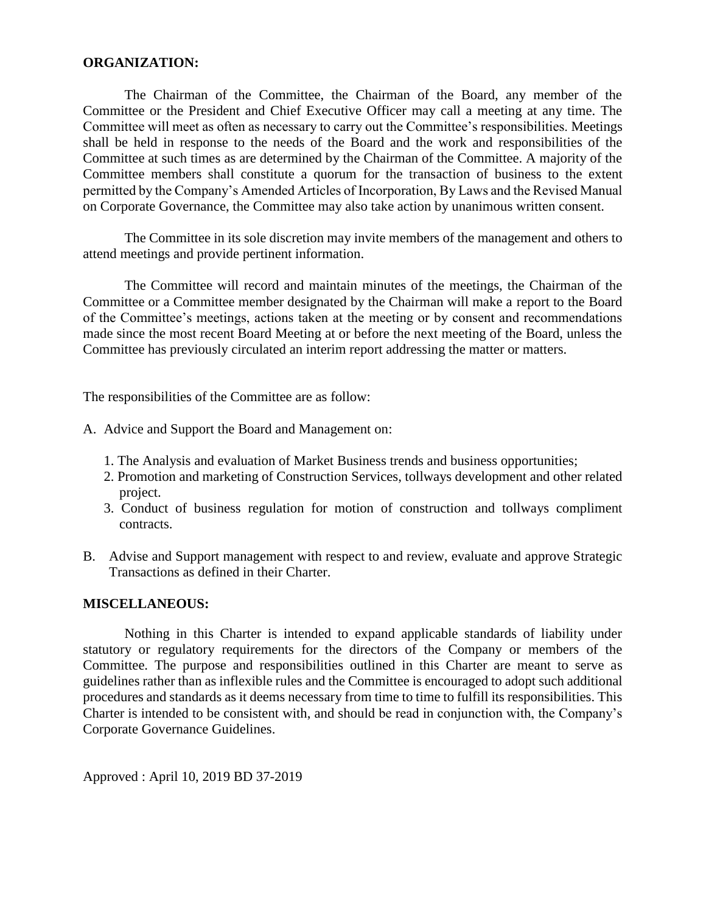**ORGANIZATION:**

The Chairman of the Committee, the Chairman of the Board, any member of the Committee or the President and Chief Executive Officer may call a meeting at any time. The Committee will meet as often as necessary to carry out the Committee's responsibilities. Meetings shall be held in response to the needs of the Board and the work and responsibilities of the Committee at such times as are determined by the Chairman of the Committee. A majority of the Committee members shall constitute a quorum for the transaction of business to the extent permitted by the Company's Amended Articles of Incorporation, By Laws and the Revised Manual on Corporate Governance, the Committee may also take action by unanimous written consent.

The Committee in its sole discretion may invite members of the management and others to attend meetings and provide pertinent information.

The Committee will record and maintain minutes of the meetings, the Chairman of the Committee or a Committee member designated by the Chairman will make a report to the Board of the Committee's meetings, actions taken at the meeting or by consent and recommendations made since the most recent Board Meeting at or before the next meeting of the Board, unless the Committee has previously circulated an interim report addressing the matter or matters.

The responsibilities of the Committee are as follow:

A. Advice and Support the Board and Management on:

   1. The Analysis and evaluation of Market Business trends and business opportunities;
   2. Promotion and marketing of Construction Services, tollways development and other related project.
   3. Conduct of business regulation for motion of construction and tollways compliment contracts.

B. Advise and Support management with respect to and review, evaluate and approve Strategic Transactions as defined in their Charter.

**MISCELLANEOUS:**

Nothing in this Charter is intended to expand applicable standards of liability under statutory or regulatory requirements for the directors of the Company or members of the Committee. The purpose and responsibilities outlined in this Charter are meant to serve as guidelines rather than as inflexible rules and the Committee is encouraged to adopt such additional procedures and standards as it deems necessary from time to time to fulfill its responsibilities. This Charter is intended to be consistent with, and should be read in conjunction with, the Company's Corporate Governance Guidelines.

Approved : April 10, 2019 BD 37-2019